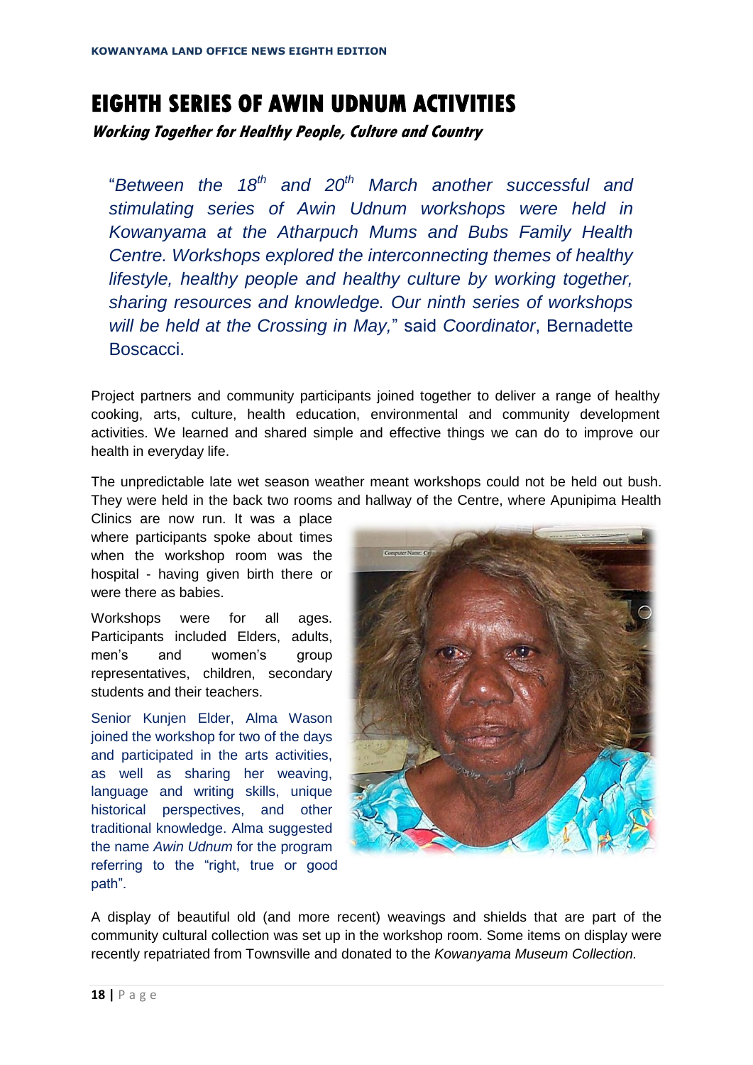# EIGHTH SERIES OF AWIN UDNUM ACTIVITIES

***Working Together for Healthy People, Culture and Country***

> "*Between the 18th and 20th March another successful and stimulating series of Awin Udnum workshops were held in Kowanyama at the Atharpuch Mums and Bubs Family Health Centre. Workshops explored the interconnecting themes of healthy lifestyle, healthy people and healthy culture by working together, sharing resources and knowledge. Our ninth series of workshops will be held at the Crossing in May,*" said *Coordinator*, Bernadette Boscacci.

Project partners and community participants joined together to deliver a range of healthy cooking, arts, culture, health education, environmental and community development activities. We learned and shared simple and effective things we can do to improve our health in everyday life.

The unpredictable late wet season weather meant workshops could not be held out bush. They were held in the back two rooms and hallway of the Centre, where Apunipima Health Clinics are now run. It was a place where participants spoke about times when the workshop room was the hospital - having given birth there or were there as babies.

Workshops were for all ages. Participants included Elders, adults, men's and women's group representatives, children, secondary students and their teachers.

Senior Kunjen Elder, Alma Wason joined the workshop for two of the days and participated in the arts activities, as well as sharing her weaving, language and writing skills, unique historical perspectives, and other traditional knowledge. Alma suggested the name *Awin Udnum* for the program referring to the "right, true or good path".

A display of beautiful old (and more recent) weavings and shields that are part of the community cultural collection was set up in the workshop room. Some items on display were recently repatriated from Townsville and donated to the *Kowanyama Museum Collection.*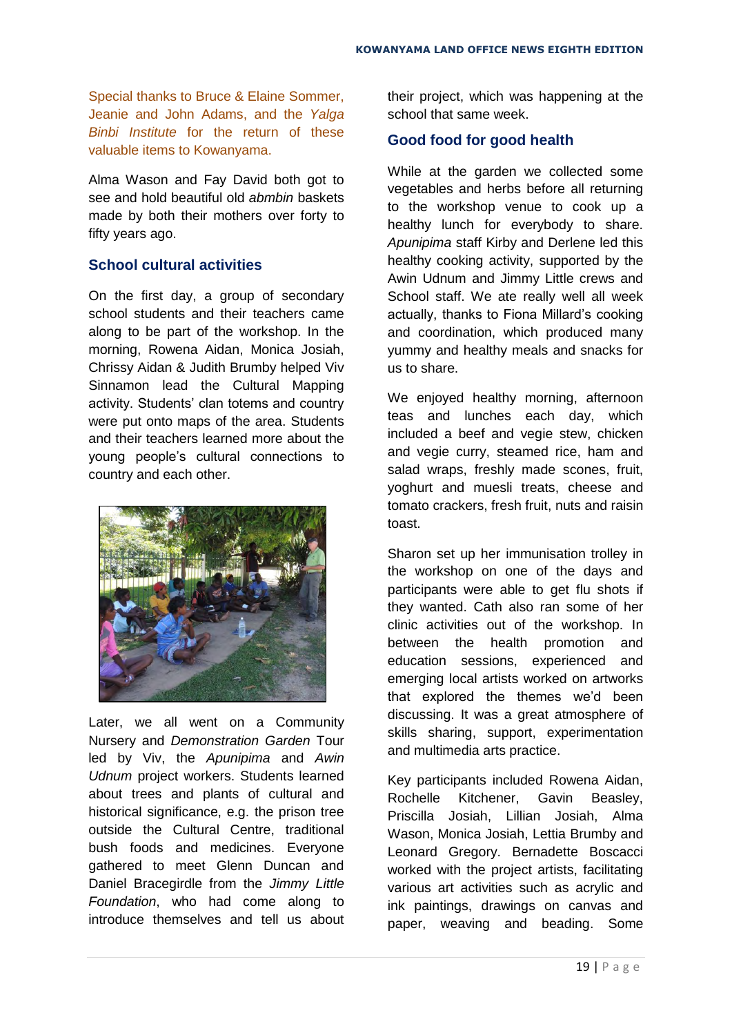Special thanks to Bruce & Elaine Sommer, Jeanie and John Adams, and the *Yalga Binbi Institute* for the return of these valuable items to Kowanyama.

Alma Wason and Fay David both got to see and hold beautiful old *abmbin* baskets made by both their mothers over forty to fifty years ago.

## School cultural activities

On the first day, a group of secondary school students and their teachers came along to be part of the workshop. In the morning, Rowena Aidan, Monica Josiah, Chrissy Aidan & Judith Brumby helped Viv Sinnamon lead the Cultural Mapping activity. Students' clan totems and country were put onto maps of the area. Students and their teachers learned more about the young people's cultural connections to country and each other.

Later, we all went on a Community Nursery and *Demonstration Garden* Tour led by Viv, the *Apunipima* and *Awin Udnum* project workers. Students learned about trees and plants of cultural and historical significance, e.g. the prison tree outside the Cultural Centre, traditional bush foods and medicines. Everyone gathered to meet Glenn Duncan and Daniel Bracegirdle from the *Jimmy Little Foundation*, who had come along to introduce themselves and tell us about their project, which was happening at the school that same week.

## Good food for good health

While at the garden we collected some vegetables and herbs before all returning to the workshop venue to cook up a healthy lunch for everybody to share. *Apunipima* staff Kirby and Derlene led this healthy cooking activity, supported by the Awin Udnum and Jimmy Little crews and School staff. We ate really well all week actually, thanks to Fiona Millard's cooking and coordination, which produced many yummy and healthy meals and snacks for us to share.

We enjoyed healthy morning, afternoon teas and lunches each day, which included a beef and vegie stew, chicken and vegie curry, steamed rice, ham and salad wraps, freshly made scones, fruit, yoghurt and muesli treats, cheese and tomato crackers, fresh fruit, nuts and raisin toast.

Sharon set up her immunisation trolley in the workshop on one of the days and participants were able to get flu shots if they wanted. Cath also ran some of her clinic activities out of the workshop. In between the health promotion and education sessions, experienced and emerging local artists worked on artworks that explored the themes we'd been discussing. It was a great atmosphere of skills sharing, support, experimentation and multimedia arts practice.

Key participants included Rowena Aidan, Rochelle Kitchener, Gavin Beasley, Priscilla Josiah, Lillian Josiah, Alma Wason, Monica Josiah, Lettia Brumby and Leonard Gregory. Bernadette Boscacci worked with the project artists, facilitating various art activities such as acrylic and ink paintings, drawings on canvas and paper, weaving and beading. Some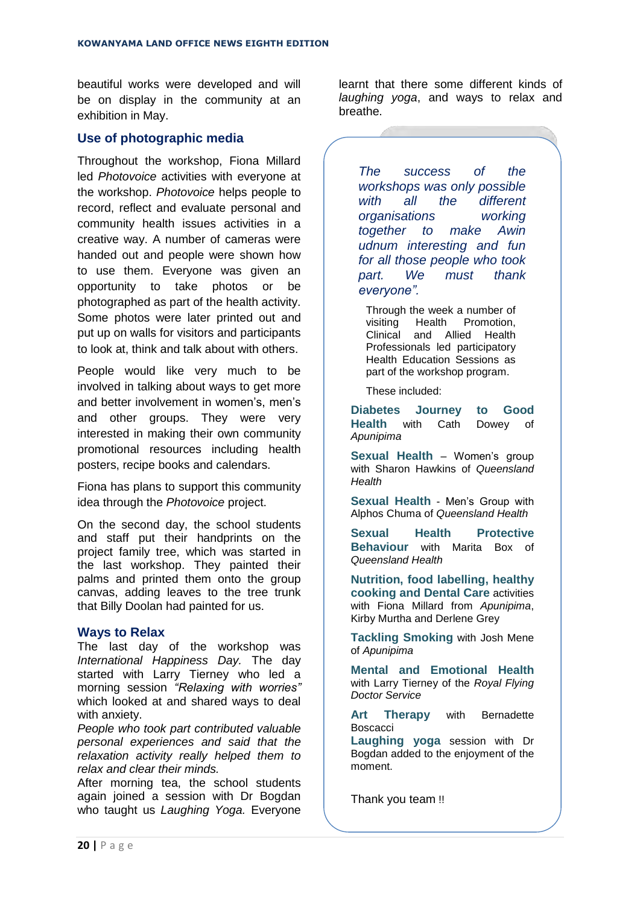beautiful works were developed and will be on display in the community at an exhibition in May.

## Use of photographic media

Throughout the workshop, Fiona Millard led *Photovoice* activities with everyone at the workshop. *Photovoice* helps people to record, reflect and evaluate personal and community health issues activities in a creative way. A number of cameras were handed out and people were shown how to use them. Everyone was given an opportunity to take photos or be photographed as part of the health activity. Some photos were later printed out and put up on walls for visitors and participants to look at, think and talk about with others.

People would like very much to be involved in talking about ways to get more and better involvement in women's, men's and other groups. They were very interested in making their own community promotional resources including health posters, recipe books and calendars.

Fiona has plans to support this community idea through the *Photovoice* project.

On the second day, the school students and staff put their handprints on the project family tree, which was started in the last workshop. They painted their palms and printed them onto the group canvas, adding leaves to the tree trunk that Billy Doolan had painted for us.

## Ways to Relax

The last day of the workshop was *International Happiness Day.* The day started with Larry Tierney who led a morning session *"Relaxing with worries"* which looked at and shared ways to deal with anxiety.

*People who took part contributed valuable personal experiences and said that the relaxation activity really helped them to relax and clear their minds.*

After morning tea, the school students again joined a session with Dr Bogdan who taught us *Laughing Yoga.* Everyone learnt that there some different kinds of *laughing yoga*, and ways to relax and breathe.

*The success of the workshops was only possible with all the different organisations working together to make Awin udnum interesting and fun for all those people who took part. We must thank everyone".*

Through the week a number of visiting Health Promotion, Clinical and Allied Health Professionals led participatory Health Education Sessions as part of the workshop program.

These included:

**Diabetes Journey to Good Health** with Cath Dowey of *Apunipima*

**Sexual Health** – Women's group with Sharon Hawkins of *Queensland Health*

**Sexual Health** - Men's Group with Alphos Chuma of *Queensland Health*

**Sexual Health Protective Behaviour** with Marita Box of *Queensland Health*

**Nutrition, food labelling, healthy cooking and Dental Care** activities with Fiona Millard from *Apunipima*, Kirby Murtha and Derlene Grey

**Tackling Smoking** with Josh Mene of *Apunipima*

**Mental and Emotional Health** with Larry Tierney of the *Royal Flying Doctor Service*

**Art Therapy** with Bernadette Boscacci

**Laughing yoga** session with Dr Bogdan added to the enjoyment of the moment.

Thank you team !!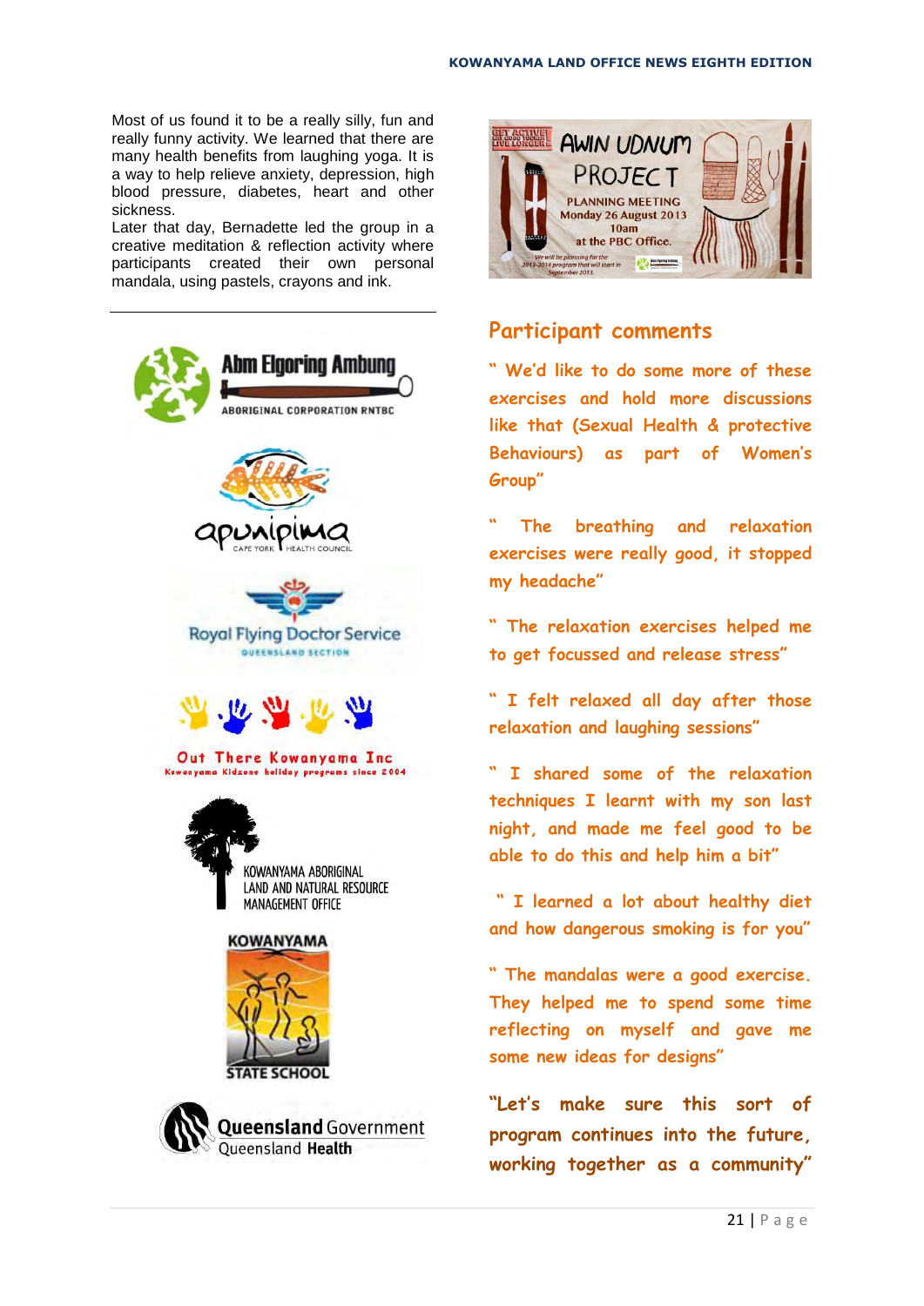Most of us found it to be a really silly, fun and really funny activity. We learned that there are many health benefits from laughing yoga. It is a way to help relieve anxiety, depression, high blood pressure, diabetes, heart and other sickness.

Later that day, Bernadette led the group in a creative meditation & reflection activity where participants created their own personal mandala, using pastels, crayons and ink.

Abm Elgoring Ambung ABORIGINAL CORPORATION RNTBC

apunipima CAPE YORK HEALTH COUNCIL

Royal Flying Doctor Service QUEENSLAND SECTION

Out There Kowanyama Inc Kowanyama Kidzone holiday programs since 2004

KOWANYAMA ABORIGINAL LAND AND NATURAL RESOURCE MANAGEMENT OFFICE

KOWANYAMA STATE SCHOOL

Queensland Government Queensland Health

GET ACTIVE! EAT GOOD TUCKER LIVE LONGER

AWIN UDNUM PROJECT

PLANNING MEETING
Monday 26 August 2013
10am
at the PBC Office.

We will be planning for the 2013-2014 program that will start in September 2013.

## Participant comments

" We'd like to do some more of these exercises and hold more discussions like that (Sexual Health & protective Behaviours) as part of Women's Group"

" The breathing and relaxation exercises were really good, it stopped my headache"

" The relaxation exercises helped me to get focussed and release stress"

" I felt relaxed all day after those relaxation and laughing sessions"

" I shared some of the relaxation techniques I learnt with my son last night, and made me feel good to be able to do this and help him a bit"

" I learned a lot about healthy diet and how dangerous smoking is for you"

" The mandalas were a good exercise. They helped me to spend some time reflecting on myself and gave me some new ideas for designs"

"Let's make sure this sort of program continues into the future, working together as a community"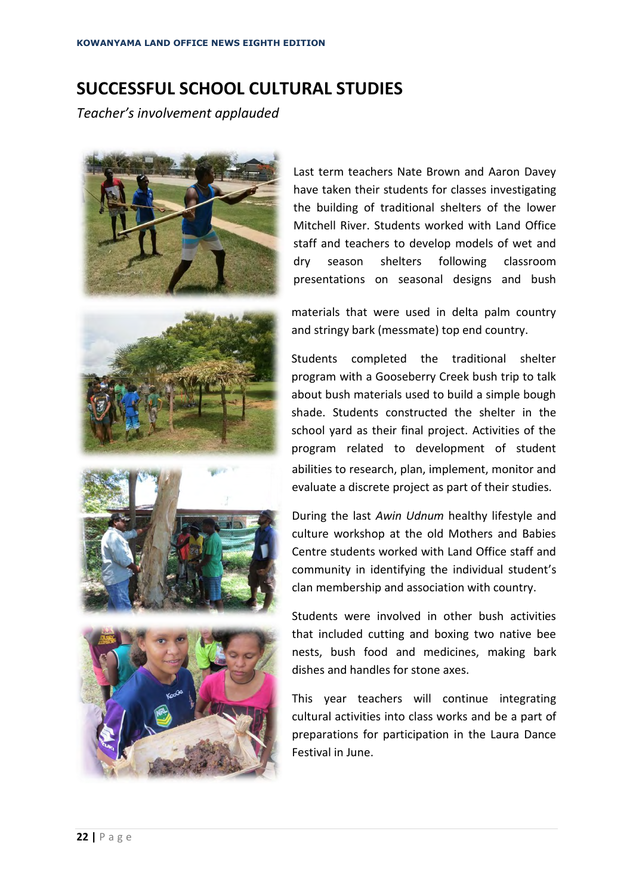# SUCCESSFUL SCHOOL CULTURAL STUDIES

*Teacher's involvement applauded*

Last term teachers Nate Brown and Aaron Davey have taken their students for classes investigating the building of traditional shelters of the lower Mitchell River. Students worked with Land Office staff and teachers to develop models of wet and dry season shelters following classroom presentations on seasonal designs and bush materials that were used in delta palm country and stringy bark (messmate) top end country.

Students completed the traditional shelter program with a Gooseberry Creek bush trip to talk about bush materials used to build a simple bough shade. Students constructed the shelter in the school yard as their final project. Activities of the program related to development of student abilities to research, plan, implement, monitor and evaluate a discrete project as part of their studies.

During the last *Awin Udnum* healthy lifestyle and culture workshop at the old Mothers and Babies Centre students worked with Land Office staff and community in identifying the individual student's clan membership and association with country.

Students were involved in other bush activities that included cutting and boxing two native bee nests, bush food and medicines, making bark dishes and handles for stone axes.

This year teachers will continue integrating cultural activities into class works and be a part of preparations for participation in the Laura Dance Festival in June.